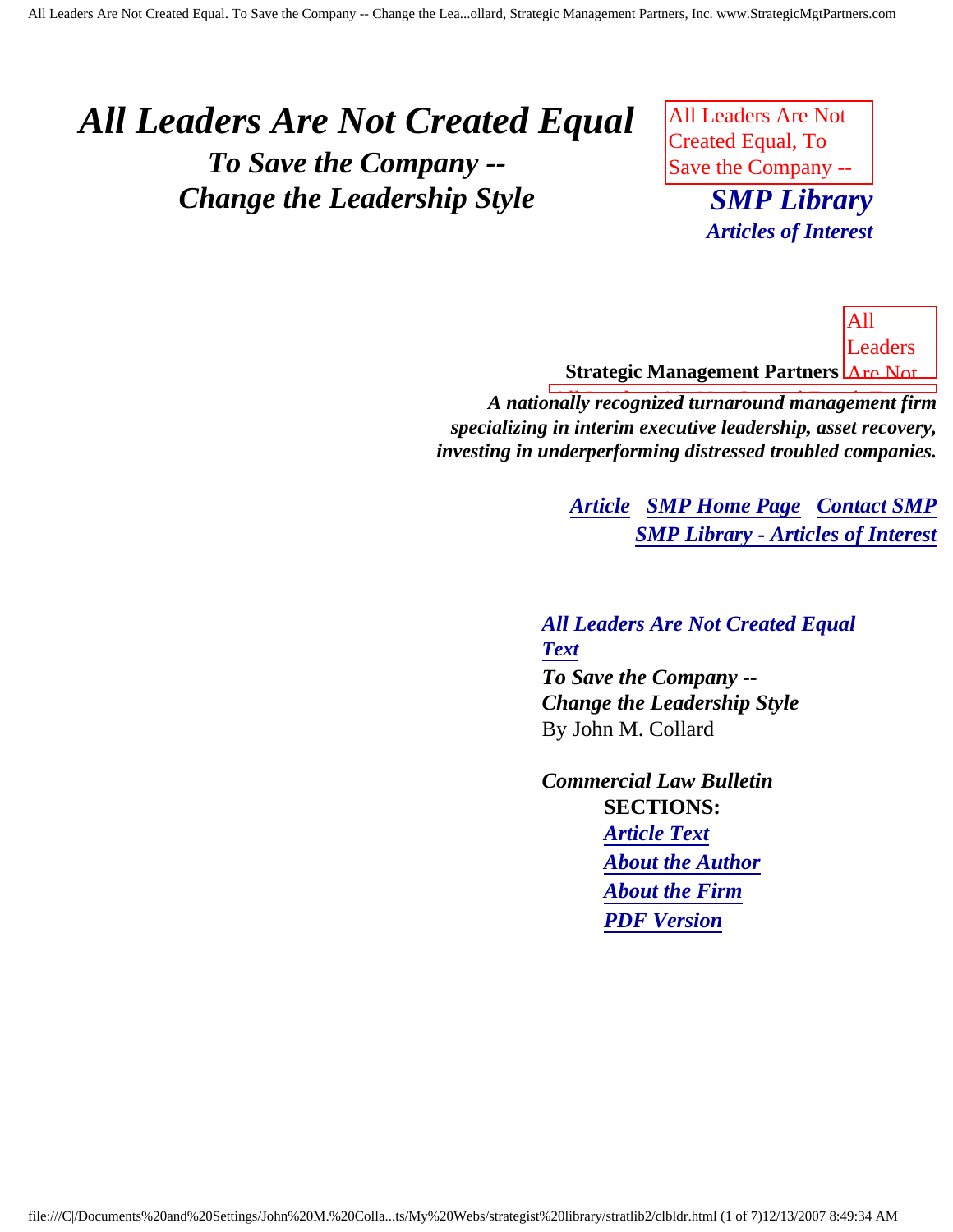# *All Leaders Are Not Created Equal*

## *To Save the Company -- Change the Leadership Style*

All Leaders Are Not Created Equal, To Save the Company --

***SMP Library***
***Articles of Interest***

All Leaders Are Not

**Strategic Management Partners**

***A nationally recognized turnaround management firm specializing in interim executive leadership, asset recovery, investing in underperforming distressed troubled companies.***

***Article*** ***SMP Home Page*** ***Contact SMP***
***SMP Library - Articles of Interest***

***All Leaders Are Not Created Equal Text***
***To Save the Company -- Change the Leadership Style***
By John M. Collard

***Commercial Law Bulletin***

**SECTIONS:**

- ***Article Text***
- ***About the Author***
- ***About the Firm***
- ***PDF Version***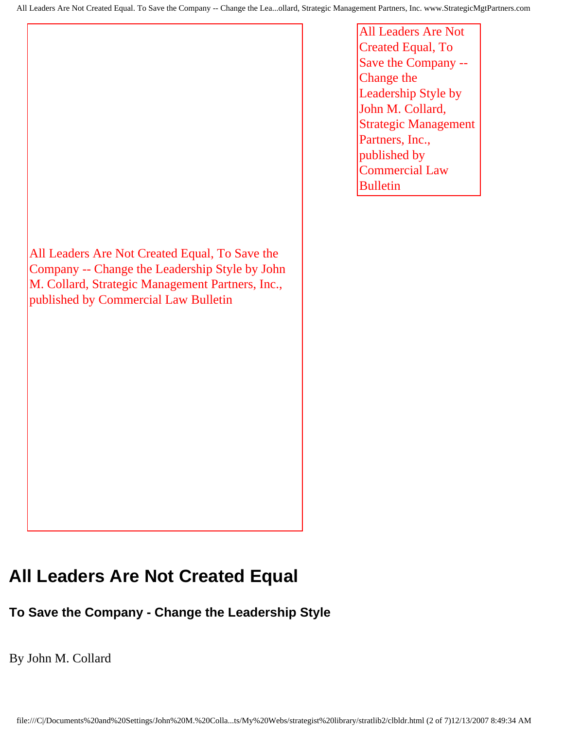All Leaders Are Not Created Equal, To Save the Company -- Change the Leadership Style by John M. Collard, Strategic Management Partners, Inc., published by Commercial Law Bulletin

All Leaders Are Not Created Equal, To Save the Company -- Change the Leadership Style by John M. Collard, Strategic Management Partners, Inc., published by Commercial Law Bulletin

# All Leaders Are Not Created Equal

### To Save the Company - Change the Leadership Style

By John M. Collard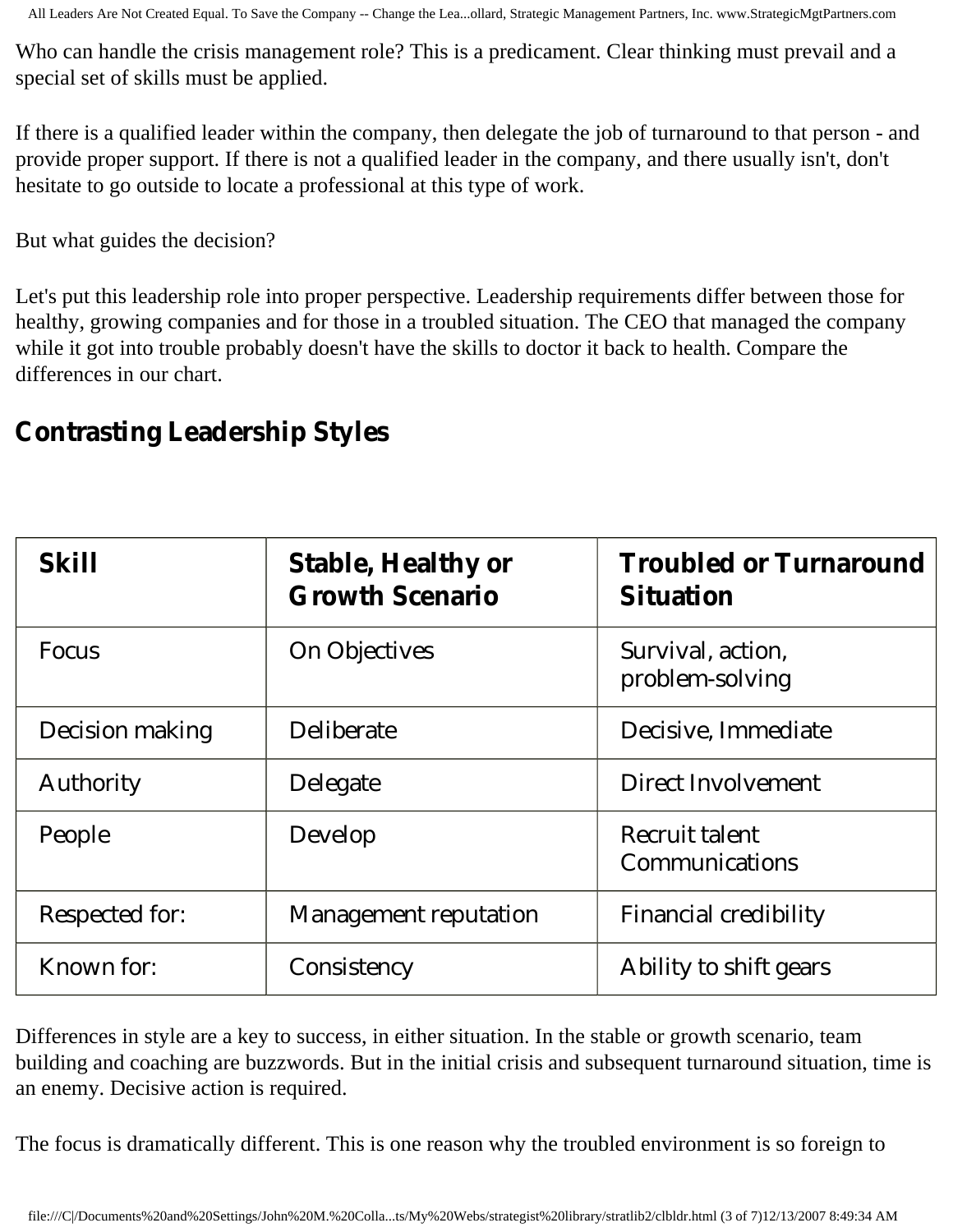Who can handle the crisis management role? This is a predicament. Clear thinking must prevail and a special set of skills must be applied.

If there is a qualified leader within the company, then delegate the job of turnaround to that person - and provide proper support. If there is not a qualified leader in the company, and there usually isn't, don't hesitate to go outside to locate a professional at this type of work.

But what guides the decision?

Let's put this leadership role into proper perspective. Leadership requirements differ between those for healthy, growing companies and for those in a troubled situation. The CEO that managed the company while it got into trouble probably doesn't have the skills to doctor it back to health. Compare the differences in our chart.

## Contrasting Leadership Styles

| Skill | Stable, Healthy or Growth Scenario | Troubled or Turnaround Situation |
|---|---|---|
| Focus | On Objectives | Survival, action, problem-solving |
| Decision making | Deliberate | Decisive, Immediate |
| Authority | Delegate | Direct Involvement |
| People | Develop | Recruit talent Communications |
| Respected for: | Management reputation | Financial credibility |
| Known for: | Consistency | Ability to shift gears |

Differences in style are a key to success, in either situation. In the stable or growth scenario, team building and coaching are buzzwords. But in the initial crisis and subsequent turnaround situation, time is an enemy. Decisive action is required.

The focus is dramatically different. This is one reason why the troubled environment is so foreign to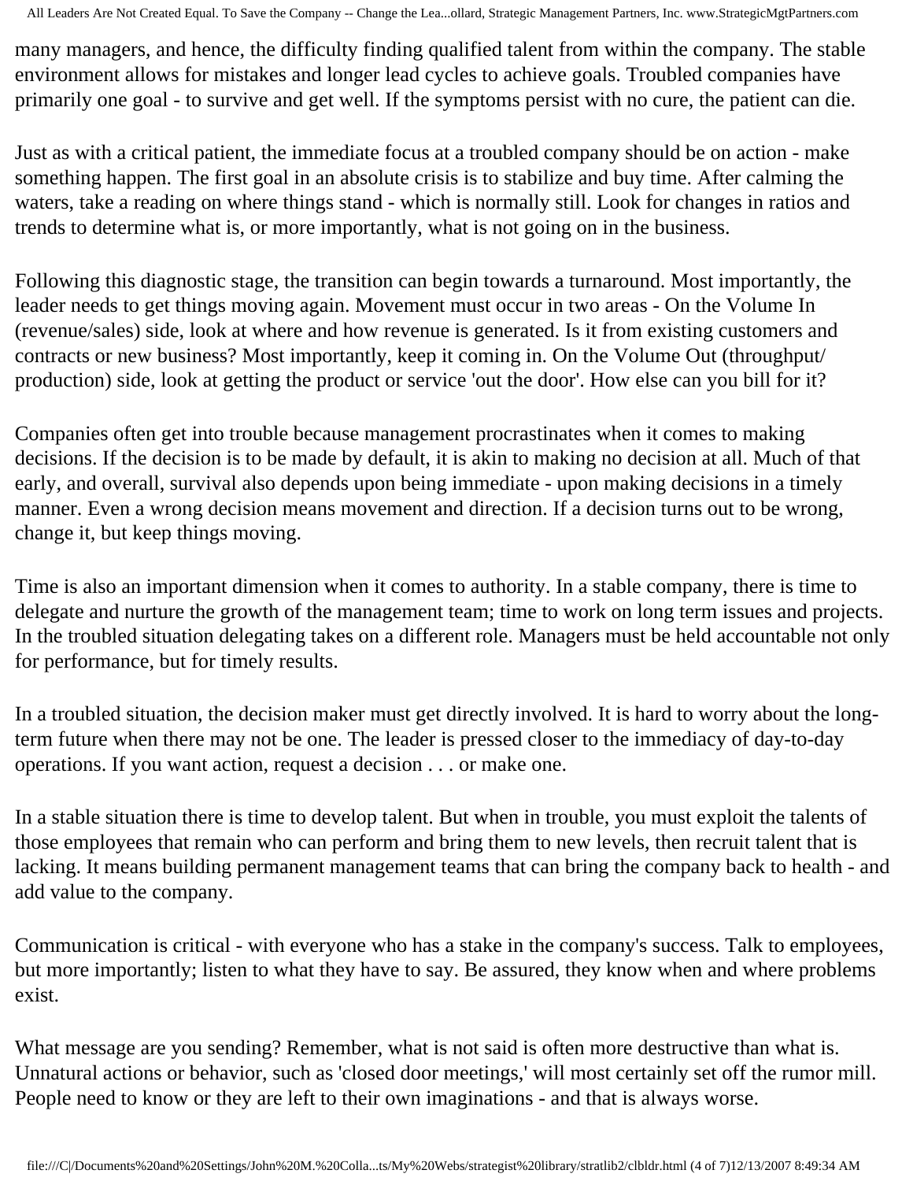many managers, and hence, the difficulty finding qualified talent from within the company. The stable environment allows for mistakes and longer lead cycles to achieve goals. Troubled companies have primarily one goal - to survive and get well. If the symptoms persist with no cure, the patient can die.

Just as with a critical patient, the immediate focus at a troubled company should be on action - make something happen. The first goal in an absolute crisis is to stabilize and buy time. After calming the waters, take a reading on where things stand - which is normally still. Look for changes in ratios and trends to determine what is, or more importantly, what is not going on in the business.

Following this diagnostic stage, the transition can begin towards a turnaround. Most importantly, the leader needs to get things moving again. Movement must occur in two areas - On the Volume In (revenue/sales) side, look at where and how revenue is generated. Is it from existing customers and contracts or new business? Most importantly, keep it coming in. On the Volume Out (throughput/ production) side, look at getting the product or service 'out the door'. How else can you bill for it?

Companies often get into trouble because management procrastinates when it comes to making decisions. If the decision is to be made by default, it is akin to making no decision at all. Much of that early, and overall, survival also depends upon being immediate - upon making decisions in a timely manner. Even a wrong decision means movement and direction. If a decision turns out to be wrong, change it, but keep things moving.

Time is also an important dimension when it comes to authority. In a stable company, there is time to delegate and nurture the growth of the management team; time to work on long term issues and projects. In the troubled situation delegating takes on a different role. Managers must be held accountable not only for performance, but for timely results.

In a troubled situation, the decision maker must get directly involved. It is hard to worry about the long-term future when there may not be one. The leader is pressed closer to the immediacy of day-to-day operations. If you want action, request a decision . . . or make one.

In a stable situation there is time to develop talent. But when in trouble, you must exploit the talents of those employees that remain who can perform and bring them to new levels, then recruit talent that is lacking. It means building permanent management teams that can bring the company back to health - and add value to the company.

Communication is critical - with everyone who has a stake in the company's success. Talk to employees, but more importantly; listen to what they have to say. Be assured, they know when and where problems exist.

What message are you sending? Remember, what is not said is often more destructive than what is. Unnatural actions or behavior, such as 'closed door meetings,' will most certainly set off the rumor mill. People need to know or they are left to their own imaginations - and that is always worse.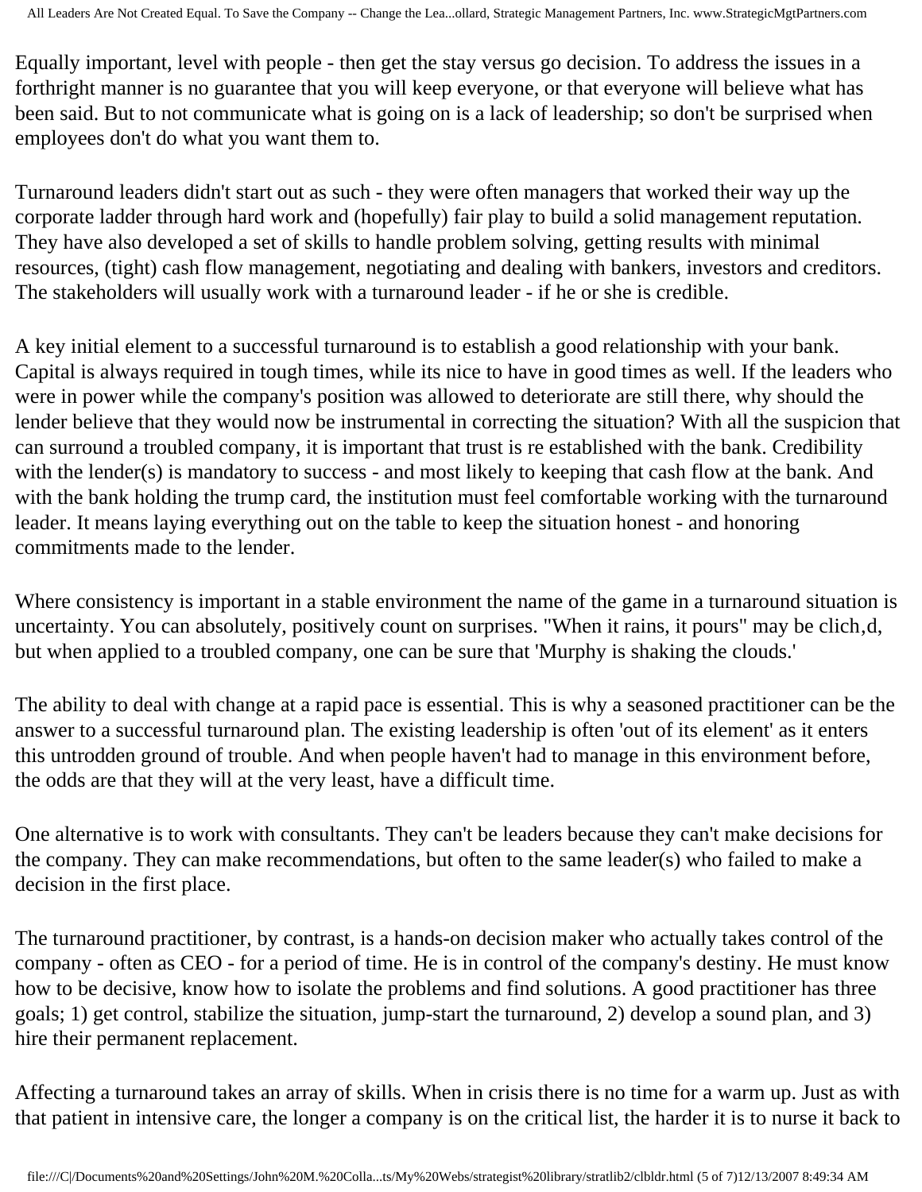Equally important, level with people - then get the stay versus go decision. To address the issues in a forthright manner is no guarantee that you will keep everyone, or that everyone will believe what has been said. But to not communicate what is going on is a lack of leadership; so don't be surprised when employees don't do what you want them to.

Turnaround leaders didn't start out as such - they were often managers that worked their way up the corporate ladder through hard work and (hopefully) fair play to build a solid management reputation. They have also developed a set of skills to handle problem solving, getting results with minimal resources, (tight) cash flow management, negotiating and dealing with bankers, investors and creditors. The stakeholders will usually work with a turnaround leader - if he or she is credible.

A key initial element to a successful turnaround is to establish a good relationship with your bank. Capital is always required in tough times, while its nice to have in good times as well. If the leaders who were in power while the company's position was allowed to deteriorate are still there, why should the lender believe that they would now be instrumental in correcting the situation? With all the suspicion that can surround a troubled company, it is important that trust is re established with the bank. Credibility with the lender(s) is mandatory to success - and most likely to keeping that cash flow at the bank. And with the bank holding the trump card, the institution must feel comfortable working with the turnaround leader. It means laying everything out on the table to keep the situation honest - and honoring commitments made to the lender.

Where consistency is important in a stable environment the name of the game in a turnaround situation is uncertainty. You can absolutely, positively count on surprises. "When it rains, it pours" may be clich,d, but when applied to a troubled company, one can be sure that 'Murphy is shaking the clouds.'

The ability to deal with change at a rapid pace is essential. This is why a seasoned practitioner can be the answer to a successful turnaround plan. The existing leadership is often 'out of its element' as it enters this untrodden ground of trouble. And when people haven't had to manage in this environment before, the odds are that they will at the very least, have a difficult time.

One alternative is to work with consultants. They can't be leaders because they can't make decisions for the company. They can make recommendations, but often to the same leader(s) who failed to make a decision in the first place.

The turnaround practitioner, by contrast, is a hands-on decision maker who actually takes control of the company - often as CEO - for a period of time. He is in control of the company's destiny. He must know how to be decisive, know how to isolate the problems and find solutions. A good practitioner has three goals; 1) get control, stabilize the situation, jump-start the turnaround, 2) develop a sound plan, and 3) hire their permanent replacement.

Affecting a turnaround takes an array of skills. When in crisis there is no time for a warm up. Just as with that patient in intensive care, the longer a company is on the critical list, the harder it is to nurse it back to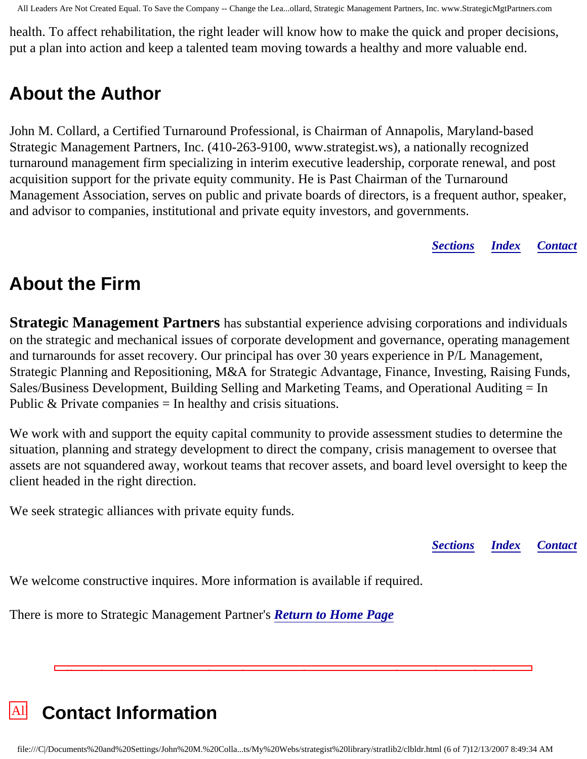health. To affect rehabilitation, the right leader will know how to make the quick and proper decisions, put a plan into action and keep a talented team moving towards a healthy and more valuable end.

## About the Author

John M. Collard, a Certified Turnaround Professional, is Chairman of Annapolis, Maryland-based Strategic Management Partners, Inc. (410-263-9100, www.strategist.ws), a nationally recognized turnaround management firm specializing in interim executive leadership, corporate renewal, and post acquisition support for the private equity community. He is Past Chairman of the Turnaround Management Association, serves on public and private boards of directors, is a frequent author, speaker, and advisor to companies, institutional and private equity investors, and governments.

***Sections*** ***Index*** ***Contact***

## About the Firm

**Strategic Management Partners** has substantial experience advising corporations and individuals on the strategic and mechanical issues of corporate development and governance, operating management and turnarounds for asset recovery. Our principal has over 30 years experience in P/L Management, Strategic Planning and Repositioning, M&A for Strategic Advantage, Finance, Investing, Raising Funds, Sales/Business Development, Building Selling and Marketing Teams, and Operational Auditing = In Public & Private companies = In healthy and crisis situations.

We work with and support the equity capital community to provide assessment studies to determine the situation, planning and strategy development to direct the company, crisis management to oversee that assets are not squandered away, workout teams that recover assets, and board level oversight to keep the client headed in the right direction.

We seek strategic alliances with private equity funds.

***Sections*** ***Index*** ***Contact***

We welcome constructive inquires. More information is available if required.

There is more to Strategic Management Partner's ***Return to Home Page***

## Contact Information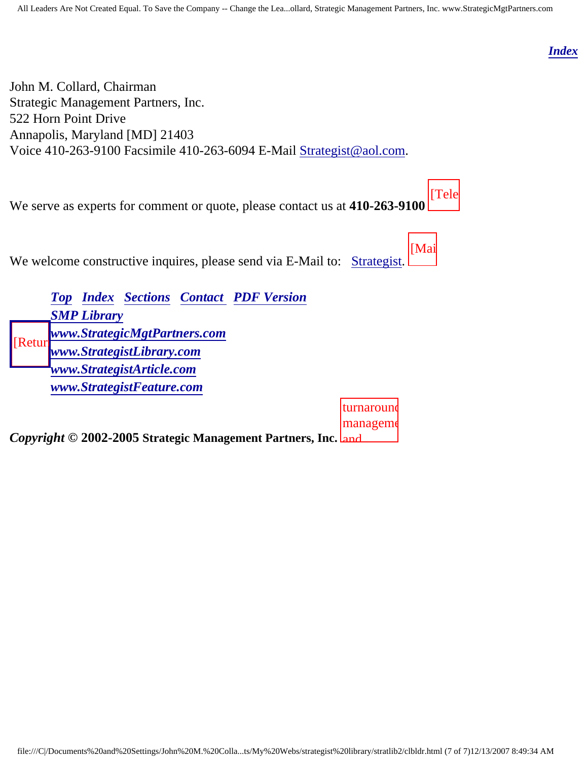***Index***

John M. Collard, Chairman
Strategic Management Partners, Inc.
522 Horn Point Drive
Annapolis, Maryland [MD] 21403
Voice 410-263-9100 Facsimile 410-263-6094 E-Mail Strategist@aol.com.

We serve as experts for comment or quote, please contact us at **410-263-9100** [Tele

We welcome constructive inquires, please send via E-Mail to: Strategist. [Mai

***Top Index Sections Contact PDF Version***
***SMP Library***
[Retur ***www.StrategicMgtPartners.com***
***www.StrategistLibrary.com***
***www.StrategistArticle.com***
***www.StrategistFeature.com***

***Copyright*** **© 2002-2005 Strategic Management Partners, Inc.** turnaround manageme and